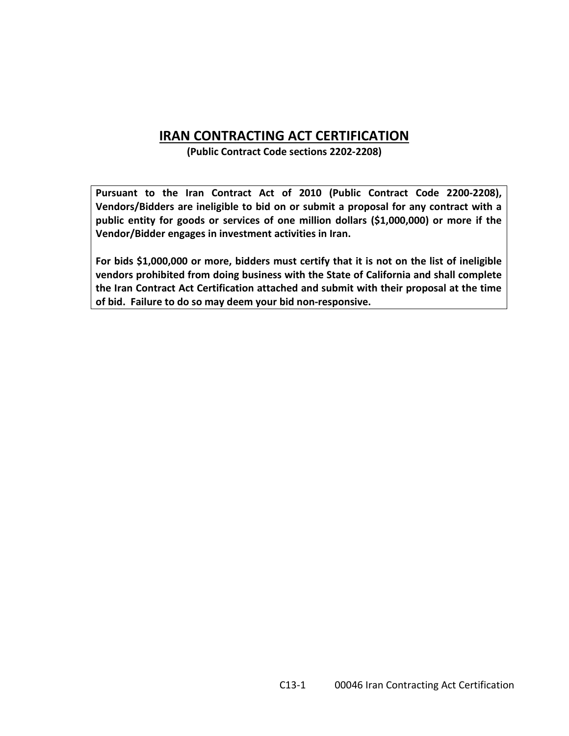# IRAN CONTRACTING ACT CERTIFICATION

**(Public Contract Code sections 2202-2208)**

**Pursuant to the Iran Contract Act of 2010 (Public Contract Code 2200-2208), Vendors/Bidders are ineligible to bid on or submit a proposal for any contract with a public entity for goods or services of one million dollars ($1,000,000) or more if the Vendor/Bidder engages in investment activities in Iran.**

**For bids $1,000,000 or more, bidders must certify that it is not on the list of ineligible vendors prohibited from doing business with the State of California and shall complete the Iran Contract Act Certification attached and submit with their proposal at the time of bid. Failure to do so may deem your bid non-responsive.**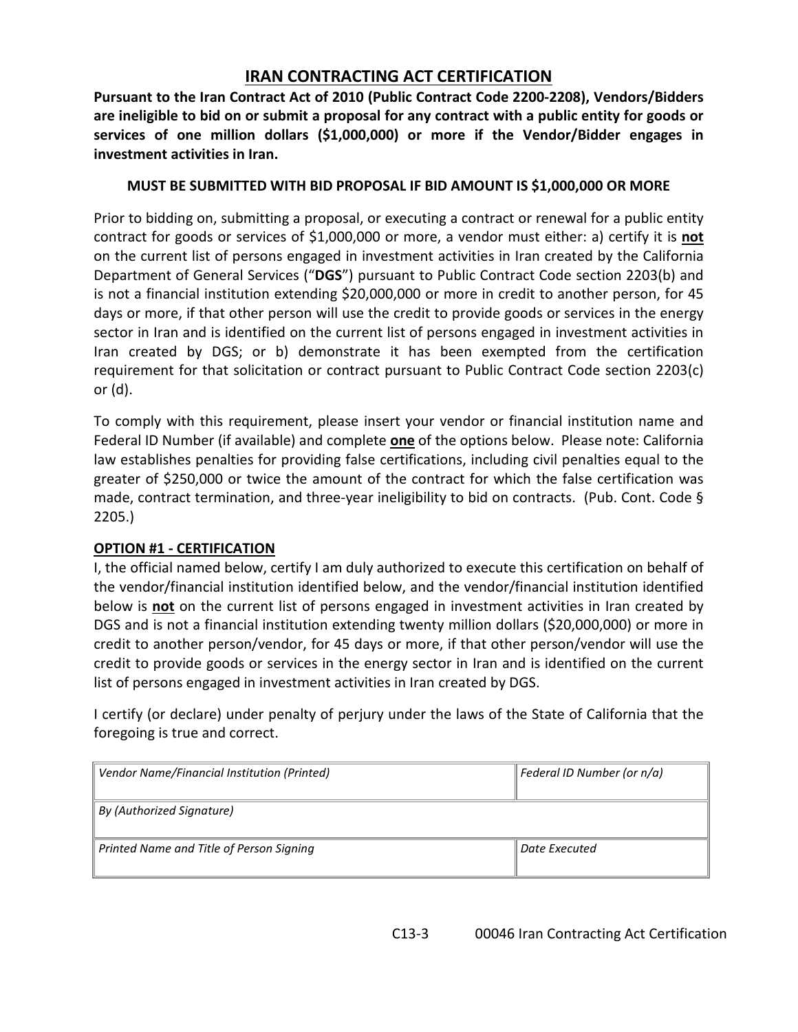# IRAN CONTRACTING ACT CERTIFICATION

**Pursuant to the Iran Contract Act of 2010 (Public Contract Code 2200-2208), Vendors/Bidders are ineligible to bid on or submit a proposal for any contract with a public entity for goods or services of one million dollars ($1,000,000) or more if the Vendor/Bidder engages in investment activities in Iran.**

**MUST BE SUBMITTED WITH BID PROPOSAL IF BID AMOUNT IS $1,000,000 OR MORE**

Prior to bidding on, submitting a proposal, or executing a contract or renewal for a public entity contract for goods or services of $1,000,000 or more, a vendor must either: a) certify it is **not** on the current list of persons engaged in investment activities in Iran created by the California Department of General Services ("**DGS**") pursuant to Public Contract Code section 2203(b) and is not a financial institution extending $20,000,000 or more in credit to another person, for 45 days or more, if that other person will use the credit to provide goods or services in the energy sector in Iran and is identified on the current list of persons engaged in investment activities in Iran created by DGS; or b) demonstrate it has been exempted from the certification requirement for that solicitation or contract pursuant to Public Contract Code section 2203(c) or (d).

To comply with this requirement, please insert your vendor or financial institution name and Federal ID Number (if available) and complete **one** of the options below. Please note: California law establishes penalties for providing false certifications, including civil penalties equal to the greater of $250,000 or twice the amount of the contract for which the false certification was made, contract termination, and three-year ineligibility to bid on contracts. (Pub. Cont. Code § 2205.)

**OPTION #1 - CERTIFICATION**

I, the official named below, certify I am duly authorized to execute this certification on behalf of the vendor/financial institution identified below, and the vendor/financial institution identified below is **not** on the current list of persons engaged in investment activities in Iran created by DGS and is not a financial institution extending twenty million dollars ($20,000,000) or more in credit to another person/vendor, for 45 days or more, if that other person/vendor will use the credit to provide goods or services in the energy sector in Iran and is identified on the current list of persons engaged in investment activities in Iran created by DGS.

I certify (or declare) under penalty of perjury under the laws of the State of California that the foregoing is true and correct.

| *Vendor Name/Financial Institution (Printed)* | *Federal ID Number (or n/a)* |
|---|---|
| *By (Authorized Signature)* | |
| *Printed Name and Title of Person Signing* | *Date Executed* |

C13-3 00046 Iran Contracting Act Certification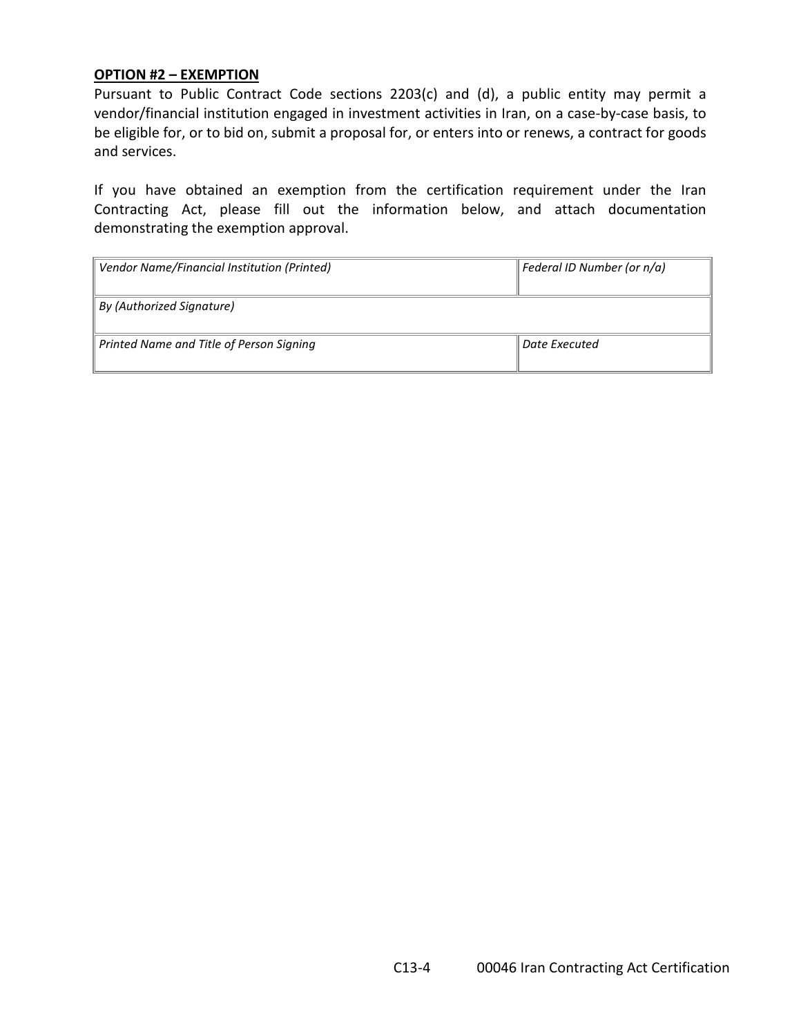**OPTION #2 – EXEMPTION**

Pursuant to Public Contract Code sections 2203(c) and (d), a public entity may permit a vendor/financial institution engaged in investment activities in Iran, on a case-by-case basis, to be eligible for, or to bid on, submit a proposal for, or enters into or renews, a contract for goods and services.

If you have obtained an exemption from the certification requirement under the Iran Contracting Act, please fill out the information below, and attach documentation demonstrating the exemption approval.

| | |
|---|---|
| *Vendor Name/Financial Institution (Printed)* | *Federal ID Number (or n/a)* |
| *By (Authorized Signature)* | |
| *Printed Name and Title of Person Signing* | *Date Executed* |

C13-4 00046 Iran Contracting Act Certification